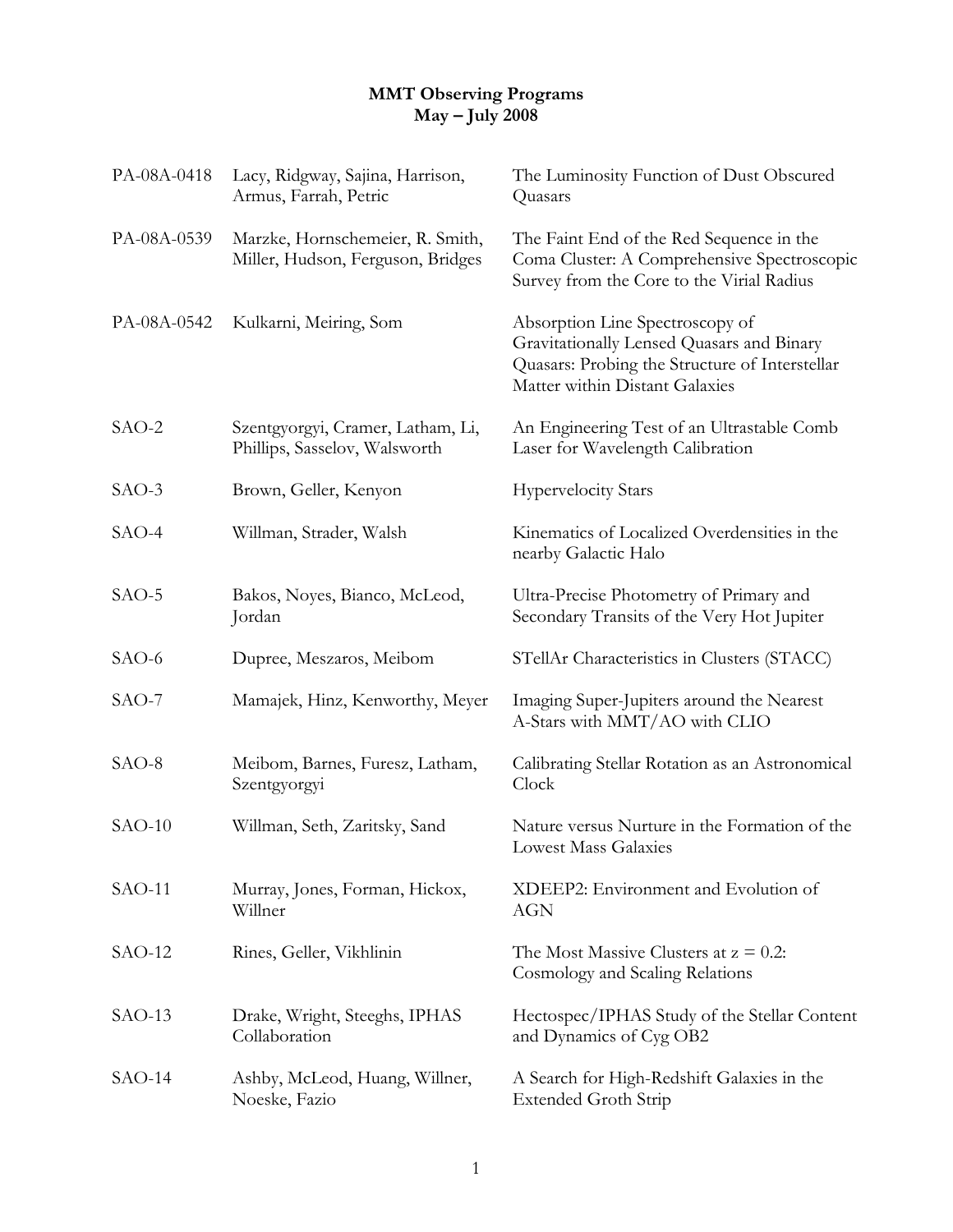# MMT Observing Programs
## May – July 2008

| | | |
|---|---|---|
| PA-08A-0418 | Lacy, Ridgway, Sajina, Harrison, Armus, Farrah, Petric | The Luminosity Function of Dust Obscured Quasars |
| PA-08A-0539 | Marzke, Hornschemeier, R. Smith, Miller, Hudson, Ferguson, Bridges | The Faint End of the Red Sequence in the Coma Cluster: A Comprehensive Spectroscopic Survey from the Core to the Virial Radius |
| PA-08A-0542 | Kulkarni, Meiring, Som | Absorption Line Spectroscopy of Gravitationally Lensed Quasars and Binary Quasars: Probing the Structure of Interstellar Matter within Distant Galaxies |
| SAO-2 | Szentgyorgyi, Cramer, Latham, Li, Phillips, Sasselov, Walsworth | An Engineering Test of an Ultrastable Comb Laser for Wavelength Calibration |
| SAO-3 | Brown, Geller, Kenyon | Hypervelocity Stars |
| SAO-4 | Willman, Strader, Walsh | Kinematics of Localized Overdensities in the nearby Galactic Halo |
| SAO-5 | Bakos, Noyes, Bianco, McLeod, Jordan | Ultra-Precise Photometry of Primary and Secondary Transits of the Very Hot Jupiter |
| SAO-6 | Dupree, Meszaros, Meibom | STellAr Characteristics in Clusters (STACC) |
| SAO-7 | Mamajek, Hinz, Kenworthy, Meyer | Imaging Super-Jupiters around the Nearest A-Stars with MMT/AO with CLIO |
| SAO-8 | Meibom, Barnes, Furesz, Latham, Szentgyorgyi | Calibrating Stellar Rotation as an Astronomical Clock |
| SAO-10 | Willman, Seth, Zaritsky, Sand | Nature versus Nurture in the Formation of the Lowest Mass Galaxies |
| SAO-11 | Murray, Jones, Forman, Hickox, Willner | XDEEP2: Environment and Evolution of AGN |
| SAO-12 | Rines, Geller, Vikhlinin | The Most Massive Clusters at $z = 0.2$: Cosmology and Scaling Relations |
| SAO-13 | Drake, Wright, Steeghs, IPHAS Collaboration | Hectospec/IPHAS Study of the Stellar Content and Dynamics of Cyg OB2 |
| SAO-14 | Ashby, McLeod, Huang, Willner, Noeske, Fazio | A Search for High-Redshift Galaxies in the Extended Groth Strip |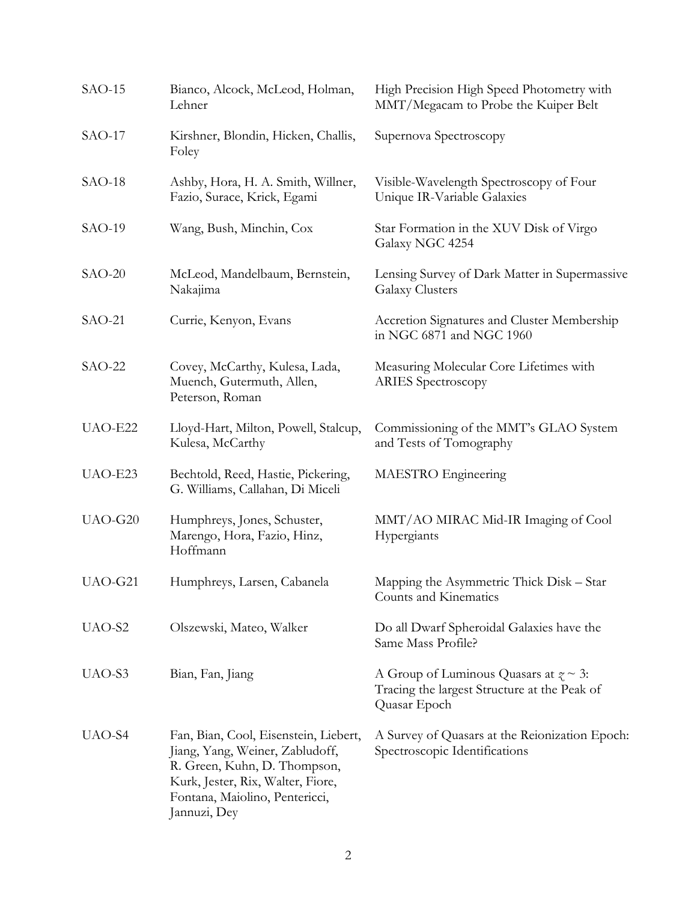| | | |
|---|---|---|
| SAO-15 | Bianco, Alcock, McLeod, Holman, Lehner | High Precision High Speed Photometry with MMT/Megacam to Probe the Kuiper Belt |
| SAO-17 | Kirshner, Blondin, Hicken, Challis, Foley | Supernova Spectroscopy |
| SAO-18 | Ashby, Hora, H. A. Smith, Willner, Fazio, Surace, Krick, Egami | Visible-Wavelength Spectroscopy of Four Unique IR-Variable Galaxies |
| SAO-19 | Wang, Bush, Minchin, Cox | Star Formation in the XUV Disk of Virgo Galaxy NGC 4254 |
| SAO-20 | McLeod, Mandelbaum, Bernstein, Nakajima | Lensing Survey of Dark Matter in Supermassive Galaxy Clusters |
| SAO-21 | Currie, Kenyon, Evans | Accretion Signatures and Cluster Membership in NGC 6871 and NGC 1960 |
| SAO-22 | Covey, McCarthy, Kulesa, Lada, Muench, Gutermuth, Allen, Peterson, Roman | Measuring Molecular Core Lifetimes with ARIES Spectroscopy |
| UAO-E22 | Lloyd-Hart, Milton, Powell, Stalcup, Kulesa, McCarthy | Commissioning of the MMT's GLAO System and Tests of Tomography |
| UAO-E23 | Bechtold, Reed, Hastie, Pickering, G. Williams, Callahan, Di Miceli | MAESTRO Engineering |
| UAO-G20 | Humphreys, Jones, Schuster, Marengo, Hora, Fazio, Hinz, Hoffmann | MMT/AO MIRAC Mid-IR Imaging of Cool Hypergiants |
| UAO-G21 | Humphreys, Larsen, Cabanela | Mapping the Asymmetric Thick Disk – Star Counts and Kinematics |
| UAO-S2 | Olszewski, Mateo, Walker | Do all Dwarf Spheroidal Galaxies have the Same Mass Profile? |
| UAO-S3 | Bian, Fan, Jiang | A Group of Luminous Quasars at $z \sim 3$: Tracing the largest Structure at the Peak of Quasar Epoch |
| UAO-S4 | Fan, Bian, Cool, Eisenstein, Liebert, Jiang, Yang, Weiner, Zabludoff, R. Green, Kuhn, D. Thompson, Kurk, Jester, Rix, Walter, Fiore, Fontana, Maiolino, Pentericci, Jannuzi, Dey | A Survey of Quasars at the Reionization Epoch: Spectroscopic Identifications |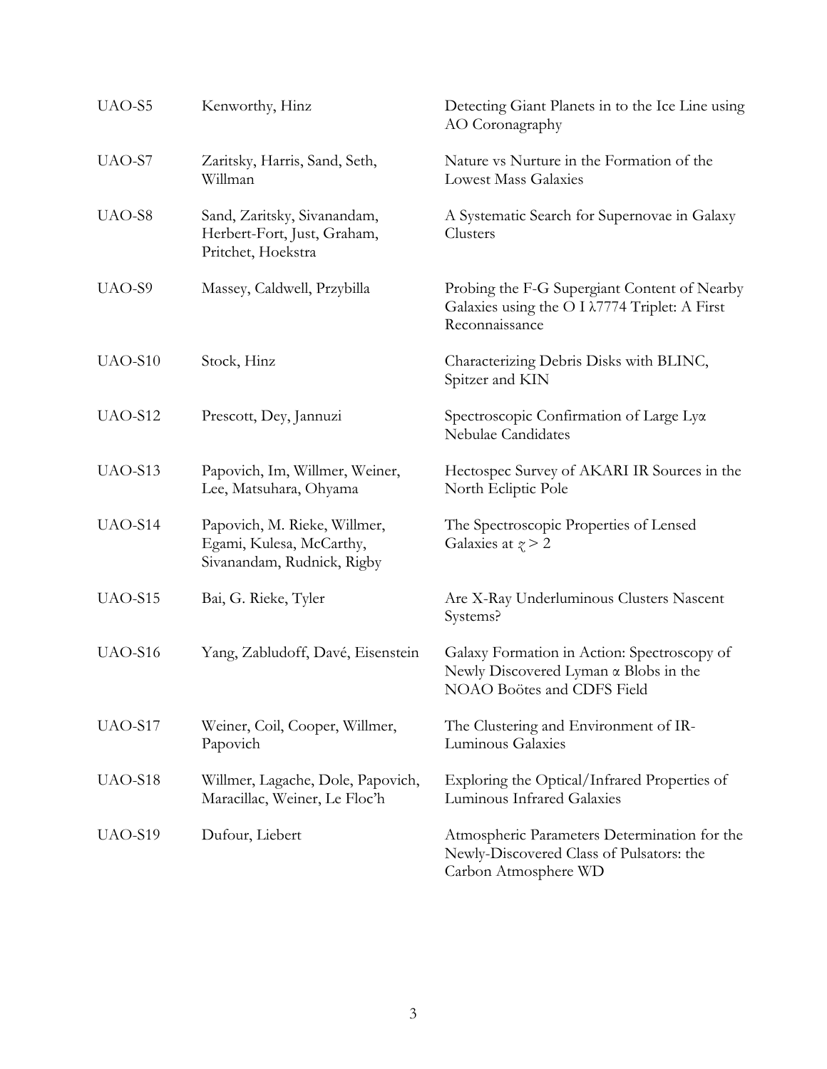| | | |
|---|---|---|
| UAO-S5 | Kenworthy, Hinz | Detecting Giant Planets in to the Ice Line using AO Coronagraphy |
| UAO-S7 | Zaritsky, Harris, Sand, Seth, Willman | Nature vs Nurture in the Formation of the Lowest Mass Galaxies |
| UAO-S8 | Sand, Zaritsky, Sivanandam, Herbert-Fort, Just, Graham, Pritchet, Hoekstra | A Systematic Search for Supernovae in Galaxy Clusters |
| UAO-S9 | Massey, Caldwell, Przybilla | Probing the F-G Supergiant Content of Nearby Galaxies using the O I $\lambda$7774 Triplet: A First Reconnaissance |
| UAO-S10 | Stock, Hinz | Characterizing Debris Disks with BLINC, Spitzer and KIN |
| UAO-S12 | Prescott, Dey, Jannuzi | Spectroscopic Confirmation of Large Ly$\alpha$ Nebulae Candidates |
| UAO-S13 | Papovich, Im, Willmer, Weiner, Lee, Matsuhara, Ohyama | Hectospec Survey of AKARI IR Sources in the North Ecliptic Pole |
| UAO-S14 | Papovich, M. Rieke, Willmer, Egami, Kulesa, McCarthy, Sivanandam, Rudnick, Rigby | The Spectroscopic Properties of Lensed Galaxies at $z > 2$ |
| UAO-S15 | Bai, G. Rieke, Tyler | Are X-Ray Underluminous Clusters Nascent Systems? |
| UAO-S16 | Yang, Zabludoff, Davé, Eisenstein | Galaxy Formation in Action: Spectroscopy of Newly Discovered Lyman $\alpha$ Blobs in the NOAO Boötes and CDFS Field |
| UAO-S17 | Weiner, Coil, Cooper, Willmer, Papovich | The Clustering and Environment of IR-Luminous Galaxies |
| UAO-S18 | Willmer, Lagache, Dole, Papovich, Maracillac, Weiner, Le Floc'h | Exploring the Optical/Infrared Properties of Luminous Infrared Galaxies |
| UAO-S19 | Dufour, Liebert | Atmospheric Parameters Determination for the Newly-Discovered Class of Pulsators: the Carbon Atmosphere WD |